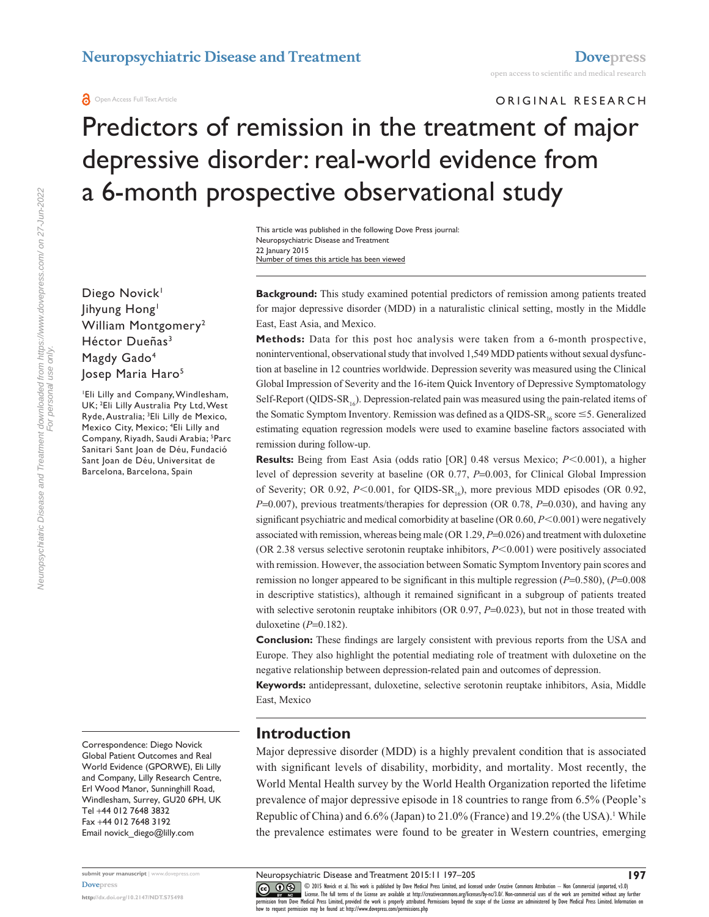ORIGINAL RESEARCH

# Predictors of remission in the treatment of major depressive disorder: real-world evidence from a 6-month prospective observational study

Diego Novick[1]
Jihyung Hong[1]
William Montgomery[2]
Héctor Dueñas[3]
Magdy Gado[4]
Josep Maria Haro[5]

[1]Eli Lilly and Company, Windlesham, UK; [2]Eli Lilly Australia Pty Ltd, West Ryde, Australia; [3]Eli Lilly de Mexico, Mexico City, Mexico; [4]Eli Lilly and Company, Riyadh, Saudi Arabia; [5]Parc Sanitari Sant Joan de Déu, Fundació Sant Joan de Déu, Universitat de Barcelona, Barcelona, Spain

Correspondence: Diego Novick
Global Patient Outcomes and Real World Evidence (GPORWE), Eli Lilly and Company, Lilly Research Centre, Erl Wood Manor, Sunninghill Road, Windlesham, Surrey, GU20 6PH, UK
Tel +44 012 7648 3832
Fax +44 012 7648 3192
Email novick_diego@lilly.com

**Background:** This study examined potential predictors of remission among patients treated for major depressive disorder (MDD) in a naturalistic clinical setting, mostly in the Middle East, East Asia, and Mexico.

**Methods:** Data for this post hoc analysis were taken from a 6-month prospective, noninterventional, observational study that involved 1,549 MDD patients without sexual dysfunction at baseline in 12 countries worldwide. Depression severity was measured using the Clinical Global Impression of Severity and the 16-item Quick Inventory of Depressive Symptomatology Self-Report (QIDS-$SR_{16}$). Depression-related pain was measured using the pain-related items of the Somatic Symptom Inventory. Remission was defined as a QIDS-$SR_{16}$ score $\leq 5$. Generalized estimating equation regression models were used to examine baseline factors associated with remission during follow-up.

**Results:** Being from East Asia (odds ratio [OR] 0.48 versus Mexico; $P<0.001$), a higher level of depression severity at baseline (OR 0.77, $P=0.003$, for Clinical Global Impression of Severity; OR 0.92, $P<0.001$, for QIDS-$SR_{16}$), more previous MDD episodes (OR 0.92, $P=0.007$), previous treatments/therapies for depression (OR 0.78, $P=0.030$), and having any significant psychiatric and medical comorbidity at baseline (OR 0.60, $P<0.001$) were negatively associated with remission, whereas being male (OR 1.29, $P=0.026$) and treatment with duloxetine (OR 2.38 versus selective serotonin reuptake inhibitors, $P<0.001$) were positively associated with remission. However, the association between Somatic Symptom Inventory pain scores and remission no longer appeared to be significant in this multiple regression ($P=0.580$), ($P=0.008$ in descriptive statistics), although it remained significant in a subgroup of patients treated with selective serotonin reuptake inhibitors (OR 0.97, $P=0.023$), but not in those treated with duloxetine ($P=0.182$).

**Conclusion:** These findings are largely consistent with previous reports from the USA and Europe. They also highlight the potential mediating role of treatment with duloxetine on the negative relationship between depression-related pain and outcomes of depression.

**Keywords:** antidepressant, duloxetine, selective serotonin reuptake inhibitors, Asia, Middle East, Mexico

## Introduction

Major depressive disorder (MDD) is a highly prevalent condition that is associated with significant levels of disability, morbidity, and mortality. Most recently, the World Mental Health survey by the World Health Organization reported the lifetime prevalence of major depressive episode in 18 countries to range from 6.5% (People's Republic of China) and 6.6% (Japan) to 21.0% (France) and 19.2% (the USA).[1] While the prevalence estimates were found to be greater in Western countries, emerging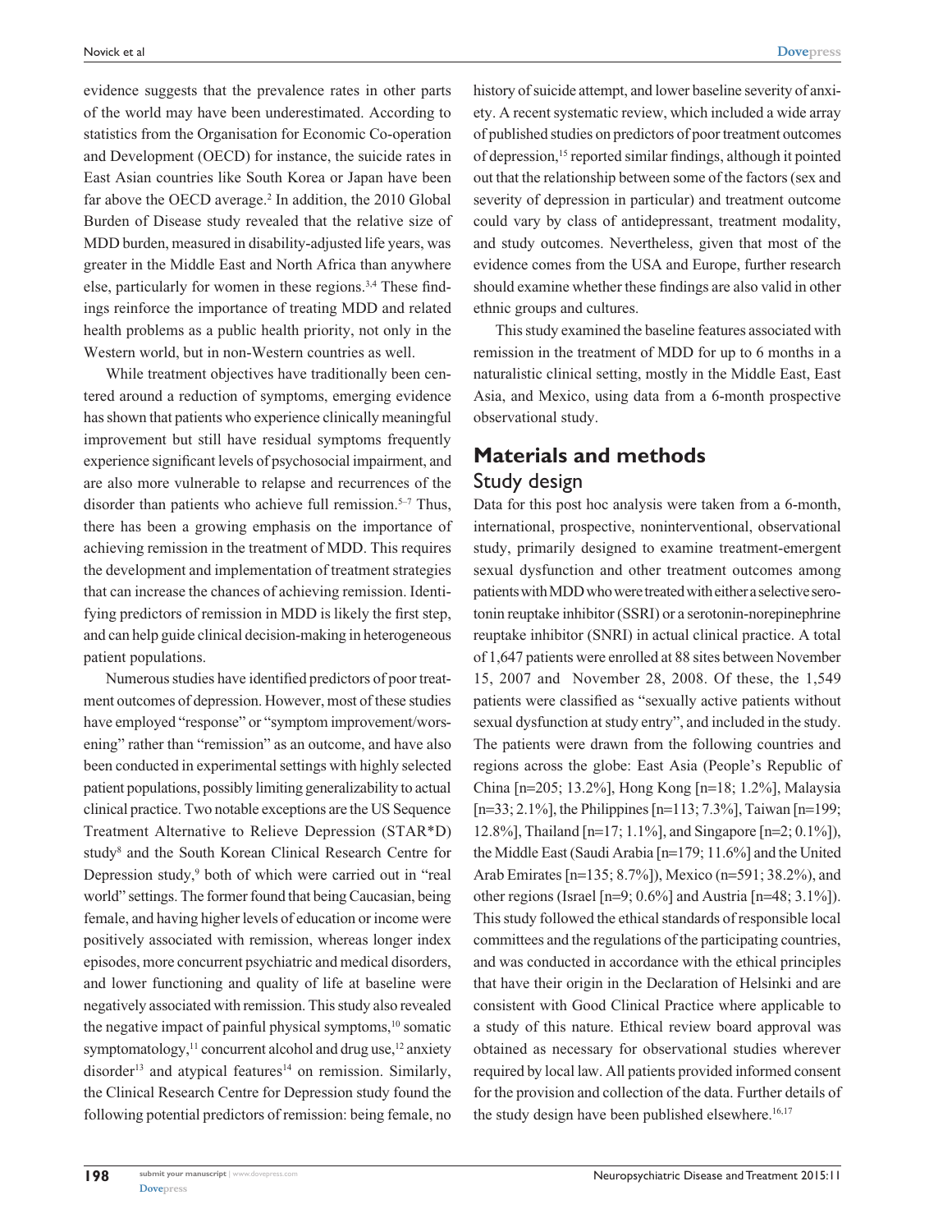evidence suggests that the prevalence rates in other parts of the world may have been underestimated. According to statistics from the Organisation for Economic Co-operation and Development (OECD) for instance, the suicide rates in East Asian countries like South Korea or Japan have been far above the OECD average.[2] In addition, the 2010 Global Burden of Disease study revealed that the relative size of MDD burden, measured in disability-adjusted life years, was greater in the Middle East and North Africa than anywhere else, particularly for women in these regions.[3,4] These findings reinforce the importance of treating MDD and related health problems as a public health priority, not only in the Western world, but in non-Western countries as well.

While treatment objectives have traditionally been centered around a reduction of symptoms, emerging evidence has shown that patients who experience clinically meaningful improvement but still have residual symptoms frequently experience significant levels of psychosocial impairment, and are also more vulnerable to relapse and recurrences of the disorder than patients who achieve full remission.[5–7] Thus, there has been a growing emphasis on the importance of achieving remission in the treatment of MDD. This requires the development and implementation of treatment strategies that can increase the chances of achieving remission. Identifying predictors of remission in MDD is likely the first step, and can help guide clinical decision-making in heterogeneous patient populations.

Numerous studies have identified predictors of poor treatment outcomes of depression. However, most of these studies have employed "response" or "symptom improvement/worsening" rather than "remission" as an outcome, and have also been conducted in experimental settings with highly selected patient populations, possibly limiting generalizability to actual clinical practice. Two notable exceptions are the US Sequence Treatment Alternative to Relieve Depression (STAR*D) study[8] and the South Korean Clinical Research Centre for Depression study,[9] both of which were carried out in "real world" settings. The former found that being Caucasian, being female, and having higher levels of education or income were positively associated with remission, whereas longer index episodes, more concurrent psychiatric and medical disorders, and lower functioning and quality of life at baseline were negatively associated with remission. This study also revealed the negative impact of painful physical symptoms,[10] somatic symptomatology,[11] concurrent alcohol and drug use,[12] anxiety disorder[13] and atypical features[14] on remission. Similarly, the Clinical Research Centre for Depression study found the following potential predictors of remission: being female, no history of suicide attempt, and lower baseline severity of anxiety. A recent systematic review, which included a wide array of published studies on predictors of poor treatment outcomes of depression,[15] reported similar findings, although it pointed out that the relationship between some of the factors (sex and severity of depression in particular) and treatment outcome could vary by class of antidepressant, treatment modality, and study outcomes. Nevertheless, given that most of the evidence comes from the USA and Europe, further research should examine whether these findings are also valid in other ethnic groups and cultures.

This study examined the baseline features associated with remission in the treatment of MDD for up to 6 months in a naturalistic clinical setting, mostly in the Middle East, East Asia, and Mexico, using data from a 6-month prospective observational study.

## Materials and methods

### Study design

Data for this post hoc analysis were taken from a 6-month, international, prospective, noninterventional, observational study, primarily designed to examine treatment-emergent sexual dysfunction and other treatment outcomes among patients with MDD who were treated with either a selective serotonin reuptake inhibitor (SSRI) or a serotonin-norepinephrine reuptake inhibitor (SNRI) in actual clinical practice. A total of 1,647 patients were enrolled at 88 sites between November 15, 2007 and November 28, 2008. Of these, the 1,549 patients were classified as "sexually active patients without sexual dysfunction at study entry", and included in the study. The patients were drawn from the following countries and regions across the globe: East Asia (People's Republic of China [n=205; 13.2%], Hong Kong [n=18; 1.2%], Malaysia [n=33; 2.1%], the Philippines [n=113; 7.3%], Taiwan [n=199; 12.8%], Thailand [n=17; 1.1%], and Singapore [n=2; 0.1%]), the Middle East (Saudi Arabia [n=179; 11.6%] and the United Arab Emirates [n=135; 8.7%]), Mexico (n=591; 38.2%), and other regions (Israel [n=9; 0.6%] and Austria [n=48; 3.1%]). This study followed the ethical standards of responsible local committees and the regulations of the participating countries, and was conducted in accordance with the ethical principles that have their origin in the Declaration of Helsinki and are consistent with Good Clinical Practice where applicable to a study of this nature. Ethical review board approval was obtained as necessary for observational studies wherever required by local law. All patients provided informed consent for the provision and collection of the data. Further details of the study design have been published elsewhere.[16,17]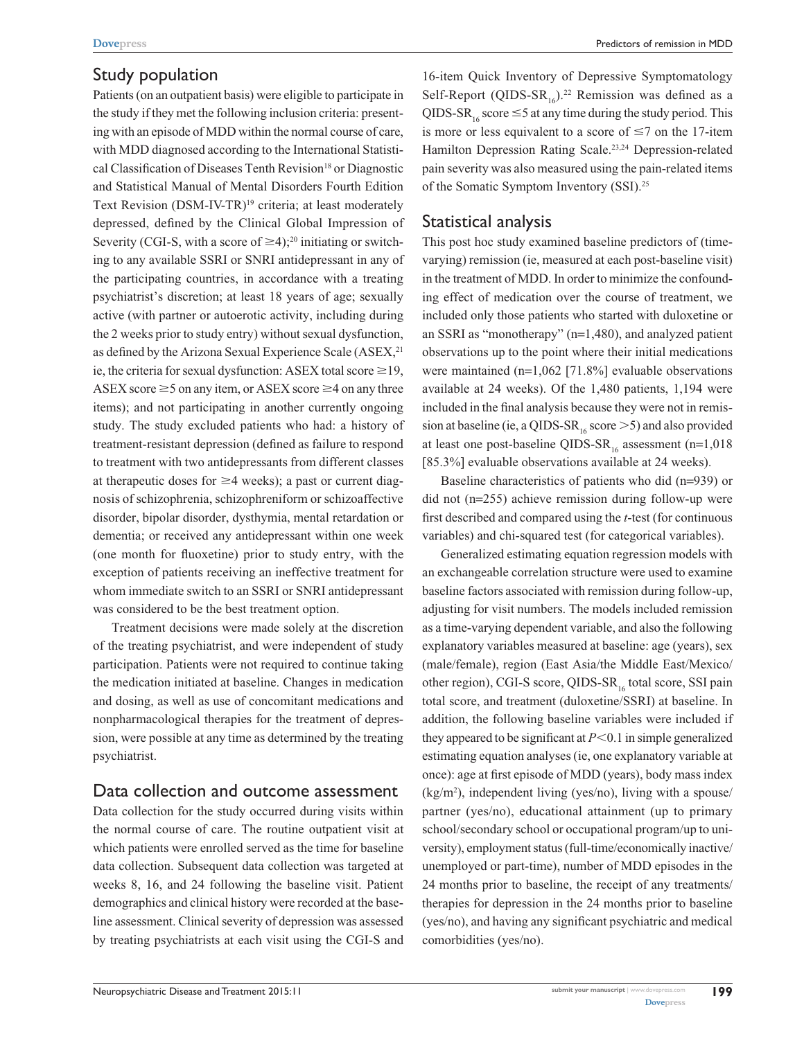## Study population

Patients (on an outpatient basis) were eligible to participate in the study if they met the following inclusion criteria: presenting with an episode of MDD within the normal course of care, with MDD diagnosed according to the International Statistical Classification of Diseases Tenth Revision[18] or Diagnostic and Statistical Manual of Mental Disorders Fourth Edition Text Revision (DSM-IV-TR)[19] criteria; at least moderately depressed, defined by the Clinical Global Impression of Severity (CGI-S, with a score of ≥4);[20] initiating or switching to any available SSRI or SNRI antidepressant in any of the participating countries, in accordance with a treating psychiatrist's discretion; at least 18 years of age; sexually active (with partner or autoerotic activity, including during the 2 weeks prior to study entry) without sexual dysfunction, as defined by the Arizona Sexual Experience Scale (ASEX,[21] ie, the criteria for sexual dysfunction: ASEX total score ≥19, ASEX score ≥5 on any item, or ASEX score ≥4 on any three items); and not participating in another currently ongoing study. The study excluded patients who had: a history of treatment-resistant depression (defined as failure to respond to treatment with two antidepressants from different classes at therapeutic doses for ≥4 weeks); a past or current diagnosis of schizophrenia, schizophreniform or schizoaffective disorder, bipolar disorder, dysthymia, mental retardation or dementia; or received any antidepressant within one week (one month for fluoxetine) prior to study entry, with the exception of patients receiving an ineffective treatment for whom immediate switch to an SSRI or SNRI antidepressant was considered to be the best treatment option.

Treatment decisions were made solely at the discretion of the treating psychiatrist, and were independent of study participation. Patients were not required to continue taking the medication initiated at baseline. Changes in medication and dosing, as well as use of concomitant medications and nonpharmacological therapies for the treatment of depression, were possible at any time as determined by the treating psychiatrist.

## Data collection and outcome assessment

Data collection for the study occurred during visits within the normal course of care. The routine outpatient visit at which patients were enrolled served as the time for baseline data collection. Subsequent data collection was targeted at weeks 8, 16, and 24 following the baseline visit. Patient demographics and clinical history were recorded at the baseline assessment. Clinical severity of depression was assessed by treating psychiatrists at each visit using the CGI-S and 16-item Quick Inventory of Depressive Symptomatology Self-Report ($\text{QIDS-SR}_{16}$).[22] Remission was defined as a $\text{QIDS-SR}_{16}$ score ≤5 at any time during the study period. This is more or less equivalent to a score of ≤7 on the 17-item Hamilton Depression Rating Scale.[23,24] Depression-related pain severity was also measured using the pain-related items of the Somatic Symptom Inventory (SSI).[25]

## Statistical analysis

This post hoc study examined baseline predictors of (time-varying) remission (ie, measured at each post-baseline visit) in the treatment of MDD. In order to minimize the confounding effect of medication over the course of treatment, we included only those patients who started with duloxetine or an SSRI as "monotherapy" (n=1,480), and analyzed patient observations up to the point where their initial medications were maintained (n=1,062 [71.8%] evaluable observations available at 24 weeks). Of the 1,480 patients, 1,194 were included in the final analysis because they were not in remission at baseline (ie, a $\text{QIDS-SR}_{16}$ score >5) and also provided at least one post-baseline $\text{QIDS-SR}_{16}$ assessment (n=1,018 [85.3%] evaluable observations available at 24 weeks).

Baseline characteristics of patients who did (n=939) or did not (n=255) achieve remission during follow-up were first described and compared using the *t*-test (for continuous variables) and chi-squared test (for categorical variables).

Generalized estimating equation regression models with an exchangeable correlation structure were used to examine baseline factors associated with remission during follow-up, adjusting for visit numbers. The models included remission as a time-varying dependent variable, and also the following explanatory variables measured at baseline: age (years), sex (male/female), region (East Asia/the Middle East/Mexico/other region), CGI-S score, $\text{QIDS-SR}_{16}$ total score, SSI pain total score, and treatment (duloxetine/SSRI) at baseline. In addition, the following baseline variables were included if they appeared to be significant at $P<0.1$ in simple generalized estimating equation analyses (ie, one explanatory variable at once): age at first episode of MDD (years), body mass index ($\text{kg/m}^2$), independent living (yes/no), living with a spouse/partner (yes/no), educational attainment (up to primary school/secondary school or occupational program/up to university), employment status (full-time/economically inactive/unemployed or part-time), number of MDD episodes in the 24 months prior to baseline, the receipt of any treatments/therapies for depression in the 24 months prior to baseline (yes/no), and having any significant psychiatric and medical comorbidities (yes/no).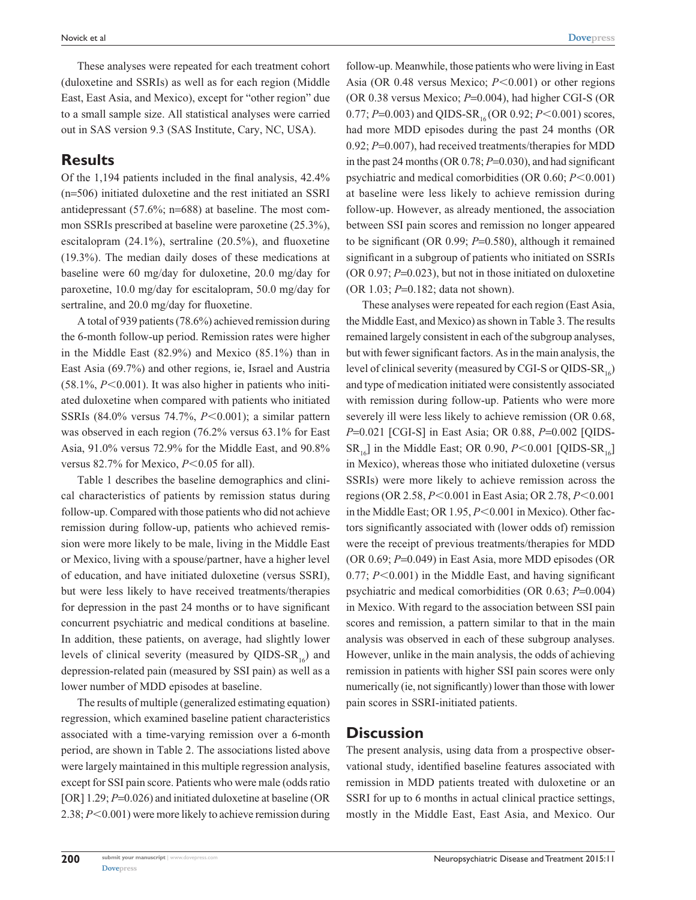These analyses were repeated for each treatment cohort (duloxetine and SSRIs) as well as for each region (Middle East, East Asia, and Mexico), except for "other region" due to a small sample size. All statistical analyses were carried out in SAS version 9.3 (SAS Institute, Cary, NC, USA).

## Results

Of the 1,194 patients included in the final analysis, 42.4% (n=506) initiated duloxetine and the rest initiated an SSRI antidepressant (57.6%; n=688) at baseline. The most common SSRIs prescribed at baseline were paroxetine (25.3%), escitalopram (24.1%), sertraline (20.5%), and fluoxetine (19.3%). The median daily doses of these medications at baseline were 60 mg/day for duloxetine, 20.0 mg/day for paroxetine, 10.0 mg/day for escitalopram, 50.0 mg/day for sertraline, and 20.0 mg/day for fluoxetine.

A total of 939 patients (78.6%) achieved remission during the 6-month follow-up period. Remission rates were higher in the Middle East (82.9%) and Mexico (85.1%) than in East Asia (69.7%) and other regions, ie, Israel and Austria (58.1%, $P<0.001$). It was also higher in patients who initiated duloxetine when compared with patients who initiated SSRIs (84.0% versus 74.7%, $P<0.001$); a similar pattern was observed in each region (76.2% versus 63.1% for East Asia, 91.0% versus 72.9% for the Middle East, and 90.8% versus 82.7% for Mexico, $P<0.05$ for all).

Table 1 describes the baseline demographics and clinical characteristics of patients by remission status during follow-up. Compared with those patients who did not achieve remission during follow-up, patients who achieved remission were more likely to be male, living in the Middle East or Mexico, living with a spouse/partner, have a higher level of education, and have initiated duloxetine (versus SSRI), but were less likely to have received treatments/therapies for depression in the past 24 months or to have significant concurrent psychiatric and medical conditions at baseline. In addition, these patients, on average, had slightly lower levels of clinical severity (measured by QIDS-$SR_{16}$) and depression-related pain (measured by SSI pain) as well as a lower number of MDD episodes at baseline.

The results of multiple (generalized estimating equation) regression, which examined baseline patient characteristics associated with a time-varying remission over a 6-month period, are shown in Table 2. The associations listed above were largely maintained in this multiple regression analysis, except for SSI pain score. Patients who were male (odds ratio [OR] 1.29; $P=0.026$) and initiated duloxetine at baseline (OR 2.38; $P<0.001$) were more likely to achieve remission during follow-up. Meanwhile, those patients who were living in East Asia (OR 0.48 versus Mexico; $P<0.001$) or other regions (OR 0.38 versus Mexico; $P=0.004$), had higher CGI-S (OR 0.77; $P=0.003$) and QIDS-$SR_{16}$ (OR 0.92; $P<0.001$) scores, had more MDD episodes during the past 24 months (OR 0.92; $P=0.007$), had received treatments/therapies for MDD in the past 24 months (OR 0.78; $P=0.030$), and had significant psychiatric and medical comorbidities (OR 0.60; $P<0.001$) at baseline were less likely to achieve remission during follow-up. However, as already mentioned, the association between SSI pain scores and remission no longer appeared to be significant (OR 0.99; $P=0.580$), although it remained significant in a subgroup of patients who initiated on SSRIs (OR 0.97; $P=0.023$), but not in those initiated on duloxetine (OR 1.03; $P=0.182$; data not shown).

These analyses were repeated for each region (East Asia, the Middle East, and Mexico) as shown in Table 3. The results remained largely consistent in each of the subgroup analyses, but with fewer significant factors. As in the main analysis, the level of clinical severity (measured by CGI-S or QIDS-$SR_{16}$) and type of medication initiated were consistently associated with remission during follow-up. Patients who were more severely ill were less likely to achieve remission (OR 0.68, $P=0.021$ [CGI-S] in East Asia; OR 0.88, $P=0.002$ [QIDS-$SR_{16}$] in the Middle East; OR 0.90, $P<0.001$ [QIDS-$SR_{16}$] in Mexico), whereas those who initiated duloxetine (versus SSRIs) were more likely to achieve remission across the regions (OR 2.58, $P<0.001$ in East Asia; OR 2.78, $P<0.001$ in the Middle East; OR 1.95, $P<0.001$ in Mexico). Other factors significantly associated with (lower odds of) remission were the receipt of previous treatments/therapies for MDD (OR 0.69; $P=0.049$) in East Asia, more MDD episodes (OR 0.77; $P<0.001$) in the Middle East, and having significant psychiatric and medical comorbidities (OR 0.63; $P=0.004$) in Mexico. With regard to the association between SSI pain scores and remission, a pattern similar to that in the main analysis was observed in each of these subgroup analyses. However, unlike in the main analysis, the odds of achieving remission in patients with higher SSI pain scores were only numerically (ie, not significantly) lower than those with lower pain scores in SSRI-initiated patients.

## Discussion

The present analysis, using data from a prospective observational study, identified baseline features associated with remission in MDD patients treated with duloxetine or an SSRI for up to 6 months in actual clinical practice settings, mostly in the Middle East, East Asia, and Mexico. Our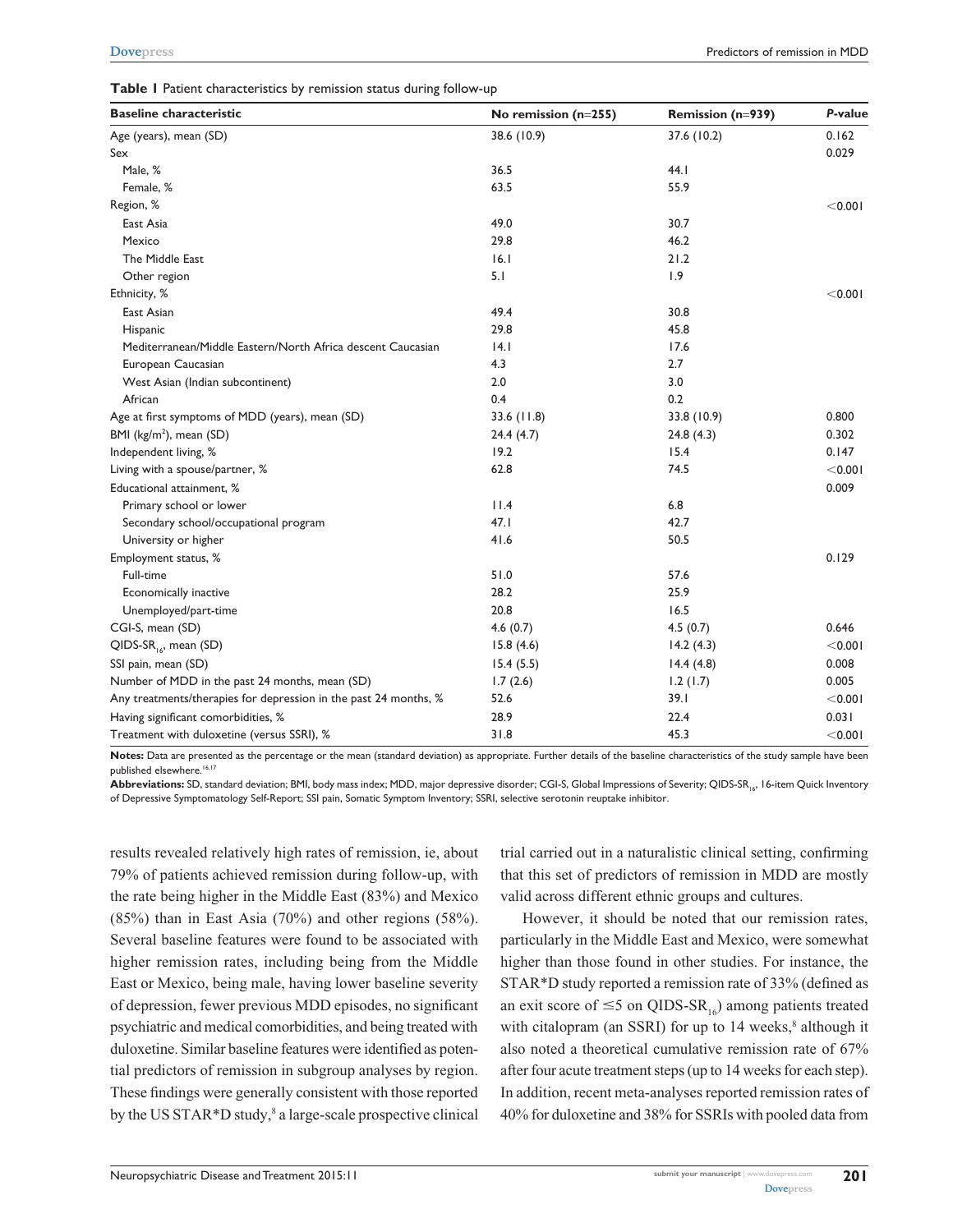**Table 1** Patient characteristics by remission status during follow-up

| Baseline characteristic | No remission (n=255) | Remission (n=939) | *P*-value |
|---|---|---|---|
| Age (years), mean (SD) | 38.6 (10.9) | 37.6 (10.2) | 0.162 |
| Sex | | | 0.029 |
| Male, % | 36.5 | 44.1 | |
| Female, % | 63.5 | 55.9 | |
| Region, % | | | <0.001 |
| East Asia | 49.0 | 30.7 | |
| Mexico | 29.8 | 46.2 | |
| The Middle East | 16.1 | 21.2 | |
| Other region | 5.1 | 1.9 | |
| Ethnicity, % | | | <0.001 |
| East Asian | 49.4 | 30.8 | |
| Hispanic | 29.8 | 45.8 | |
| Mediterranean/Middle Eastern/North Africa descent Caucasian | 14.1 | 17.6 | |
| European Caucasian | 4.3 | 2.7 | |
| West Asian (Indian subcontinent) | 2.0 | 3.0 | |
| African | 0.4 | 0.2 | |
| Age at first symptoms of MDD (years), mean (SD) | 33.6 (11.8) | 33.8 (10.9) | 0.800 |
| BMI (kg/m$^2$), mean (SD) | 24.4 (4.7) | 24.8 (4.3) | 0.302 |
| Independent living, % | 19.2 | 15.4 | 0.147 |
| Living with a spouse/partner, % | 62.8 | 74.5 | <0.001 |
| Educational attainment, % | | | 0.009 |
| Primary school or lower | 11.4 | 6.8 | |
| Secondary school/occupational program | 47.1 | 42.7 | |
| University or higher | 41.6 | 50.5 | |
| Employment status, % | | | 0.129 |
| Full-time | 51.0 | 57.6 | |
| Economically inactive | 28.2 | 25.9 | |
| Unemployed/part-time | 20.8 | 16.5 | |
| CGI-S, mean (SD) | 4.6 (0.7) | 4.5 (0.7) | 0.646 |
| QIDS-SR$_{16}$, mean (SD) | 15.8 (4.6) | 14.2 (4.3) | <0.001 |
| SSI pain, mean (SD) | 15.4 (5.5) | 14.4 (4.8) | 0.008 |
| Number of MDD in the past 24 months, mean (SD) | 1.7 (2.6) | 1.2 (1.7) | 0.005 |
| Any treatments/therapies for depression in the past 24 months, % | 52.6 | 39.1 | <0.001 |
| Having significant comorbidities, % | 28.9 | 22.4 | 0.031 |
| Treatment with duloxetine (versus SSRI), % | 31.8 | 45.3 | <0.001 |

**Notes:** Data are presented as the percentage or the mean (standard deviation) as appropriate. Further details of the baseline characteristics of the study sample have been published elsewhere.[16,17]

**Abbreviations:** SD, standard deviation; BMI, body mass index; MDD, major depressive disorder; CGI-S, Global Impressions of Severity; QIDS-SR$_{16}$, 16-item Quick Inventory of Depressive Symptomatology Self-Report; SSI pain, Somatic Symptom Inventory; SSRI, selective serotonin reuptake inhibitor.

results revealed relatively high rates of remission, ie, about 79% of patients achieved remission during follow-up, with the rate being higher in the Middle East (83%) and Mexico (85%) than in East Asia (70%) and other regions (58%). Several baseline features were found to be associated with higher remission rates, including being from the Middle East or Mexico, being male, having lower baseline severity of depression, fewer previous MDD episodes, no significant psychiatric and medical comorbidities, and being treated with duloxetine. Similar baseline features were identified as potential predictors of remission in subgroup analyses by region. These findings were generally consistent with those reported by the US STAR*D study,[8] a large-scale prospective clinical trial carried out in a naturalistic clinical setting, confirming that this set of predictors of remission in MDD are mostly valid across different ethnic groups and cultures.

However, it should be noted that our remission rates, particularly in the Middle East and Mexico, were somewhat higher than those found in other studies. For instance, the STAR*D study reported a remission rate of 33% (defined as an exit score of $\leq 5$ on QIDS-SR$_{16}$) among patients treated with citalopram (an SSRI) for up to 14 weeks,[8] although it also noted a theoretical cumulative remission rate of 67% after four acute treatment steps (up to 14 weeks for each step). In addition, recent meta-analyses reported remission rates of 40% for duloxetine and 38% for SSRIs with pooled data from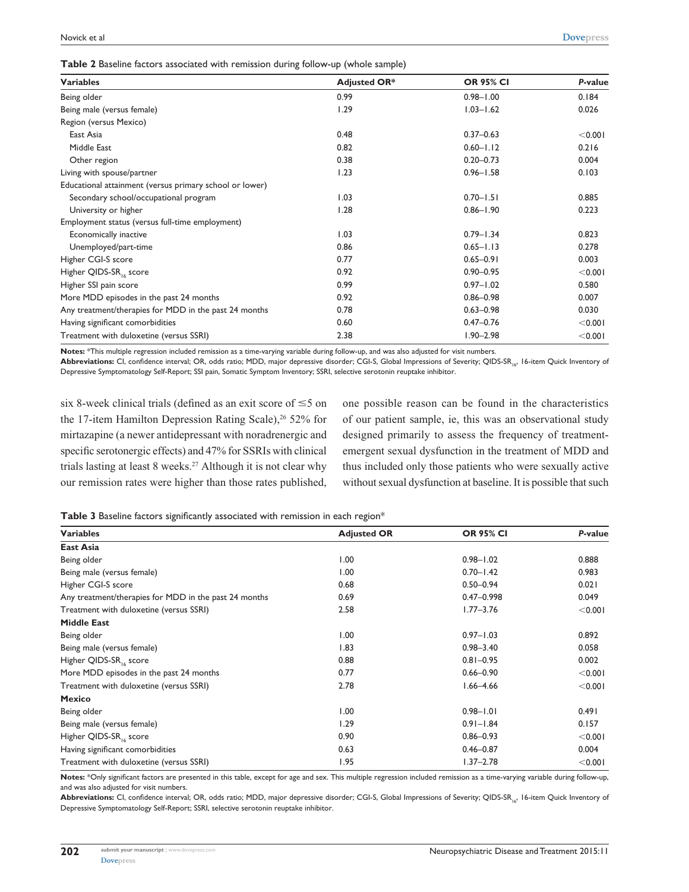**Table 2** Baseline factors associated with remission during follow-up (whole sample)

| Variables | Adjusted OR* | OR 95% CI | *P*-value |
|---|---|---|---|
| Being older | 0.99 | 0.98–1.00 | 0.184 |
| Being male (versus female) | 1.29 | 1.03–1.62 | 0.026 |
| Region (versus Mexico) | | | |
| East Asia | 0.48 | 0.37–0.63 | <0.001 |
| Middle East | 0.82 | 0.60–1.12 | 0.216 |
| Other region | 0.38 | 0.20–0.73 | 0.004 |
| Living with spouse/partner | 1.23 | 0.96–1.58 | 0.103 |
| Educational attainment (versus primary school or lower) | | | |
| Secondary school/occupational program | 1.03 | 0.70–1.51 | 0.885 |
| University or higher | 1.28 | 0.86–1.90 | 0.223 |
| Employment status (versus full-time employment) | | | |
| Economically inactive | 1.03 | 0.79–1.34 | 0.823 |
| Unemployed/part-time | 0.86 | 0.65–1.13 | 0.278 |
| Higher CGI-S score | 0.77 | 0.65–0.91 | 0.003 |
| Higher QIDS-$SR_{16}$ score | 0.92 | 0.90–0.95 | <0.001 |
| Higher SSI pain score | 0.99 | 0.97–1.02 | 0.580 |
| More MDD episodes in the past 24 months | 0.92 | 0.86–0.98 | 0.007 |
| Any treatment/therapies for MDD in the past 24 months | 0.78 | 0.63–0.98 | 0.030 |
| Having significant comorbidities | 0.60 | 0.47–0.76 | <0.001 |
| Treatment with duloxetine (versus SSRI) | 2.38 | 1.90–2.98 | <0.001 |

**Notes:** *This multiple regression included remission as a time-varying variable during follow-up, and was also adjusted for visit numbers.
**Abbreviations:** CI, confidence interval; OR, odds ratio; MDD, major depressive disorder; CGI-S, Global Impressions of Severity; QIDS-$SR_{16}$, 16-item Quick Inventory of Depressive Symptomatology Self-Report; SSI pain, Somatic Symptom Inventory; SSRI, selective serotonin reuptake inhibitor.

six 8-week clinical trials (defined as an exit score of ≤5 on the 17-item Hamilton Depression Rating Scale),[26] 52% for mirtazapine (a newer antidepressant with noradrenergic and specific serotonergic effects) and 47% for SSRIs with clinical trials lasting at least 8 weeks.[27] Although it is not clear why our remission rates were higher than those rates published, one possible reason can be found in the characteristics of our patient sample, ie, this was an observational study designed primarily to assess the frequency of treatment-emergent sexual dysfunction in the treatment of MDD and thus included only those patients who were sexually active without sexual dysfunction at baseline. It is possible that such

**Table 3** Baseline factors significantly associated with remission in each region*

| Variables | Adjusted OR | OR 95% CI | *P*-value |
|---|---|---|---|
| **East Asia** | | | |
| Being older | 1.00 | 0.98–1.02 | 0.888 |
| Being male (versus female) | 1.00 | 0.70–1.42 | 0.983 |
| Higher CGI-S score | 0.68 | 0.50–0.94 | 0.021 |
| Any treatment/therapies for MDD in the past 24 months | 0.69 | 0.47–0.998 | 0.049 |
| Treatment with duloxetine (versus SSRI) | 2.58 | 1.77–3.76 | <0.001 |
| **Middle East** | | | |
| Being older | 1.00 | 0.97–1.03 | 0.892 |
| Being male (versus female) | 1.83 | 0.98–3.40 | 0.058 |
| Higher QIDS-$SR_{16}$ score | 0.88 | 0.81–0.95 | 0.002 |
| More MDD episodes in the past 24 months | 0.77 | 0.66–0.90 | <0.001 |
| Treatment with duloxetine (versus SSRI) | 2.78 | 1.66–4.66 | <0.001 |
| **Mexico** | | | |
| Being older | 1.00 | 0.98–1.01 | 0.491 |
| Being male (versus female) | 1.29 | 0.91–1.84 | 0.157 |
| Higher QIDS-$SR_{16}$ score | 0.90 | 0.86–0.93 | <0.001 |
| Having significant comorbidities | 0.63 | 0.46–0.87 | 0.004 |
| Treatment with duloxetine (versus SSRI) | 1.95 | 1.37–2.78 | <0.001 |

**Notes:** *Only significant factors are presented in this table, except for age and sex. This multiple regression included remission as a time-varying variable during follow-up, and was also adjusted for visit numbers.
**Abbreviations:** CI, confidence interval; OR, odds ratio; MDD, major depressive disorder; CGI-S, Global Impressions of Severity; QIDS-$SR_{16}$, 16-item Quick Inventory of Depressive Symptomatology Self-Report; SSRI, selective serotonin reuptake inhibitor.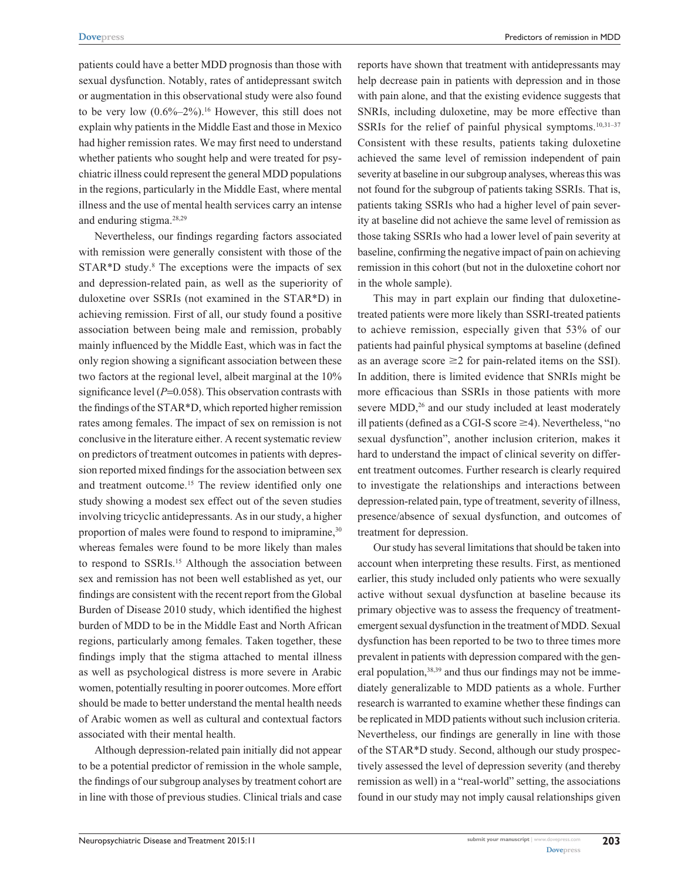patients could have a better MDD prognosis than those with sexual dysfunction. Notably, rates of antidepressant switch or augmentation in this observational study were also found to be very low (0.6%–2%).[16] However, this still does not explain why patients in the Middle East and those in Mexico had higher remission rates. We may first need to understand whether patients who sought help and were treated for psychiatric illness could represent the general MDD populations in the regions, particularly in the Middle East, where mental illness and the use of mental health services carry an intense and enduring stigma.[28,29]

Nevertheless, our findings regarding factors associated with remission were generally consistent with those of the STAR*D study.[8] The exceptions were the impacts of sex and depression-related pain, as well as the superiority of duloxetine over SSRIs (not examined in the STAR*D) in achieving remission. First of all, our study found a positive association between being male and remission, probably mainly influenced by the Middle East, which was in fact the only region showing a significant association between these two factors at the regional level, albeit marginal at the 10% significance level ($P=0.058$). This observation contrasts with the findings of the STAR*D, which reported higher remission rates among females. The impact of sex on remission is not conclusive in the literature either. A recent systematic review on predictors of treatment outcomes in patients with depression reported mixed findings for the association between sex and treatment outcome.[15] The review identified only one study showing a modest sex effect out of the seven studies involving tricyclic antidepressants. As in our study, a higher proportion of males were found to respond to imipramine,[30] whereas females were found to be more likely than males to respond to SSRIs.[15] Although the association between sex and remission has not been well established as yet, our findings are consistent with the recent report from the Global Burden of Disease 2010 study, which identified the highest burden of MDD to be in the Middle East and North African regions, particularly among females. Taken together, these findings imply that the stigma attached to mental illness as well as psychological distress is more severe in Arabic women, potentially resulting in poorer outcomes. More effort should be made to better understand the mental health needs of Arabic women as well as cultural and contextual factors associated with their mental health.

Although depression-related pain initially did not appear to be a potential predictor of remission in the whole sample, the findings of our subgroup analyses by treatment cohort are in line with those of previous studies. Clinical trials and case reports have shown that treatment with antidepressants may help decrease pain in patients with depression and in those with pain alone, and that the existing evidence suggests that SNRIs, including duloxetine, may be more effective than SSRIs for the relief of painful physical symptoms.[10,31–37] Consistent with these results, patients taking duloxetine achieved the same level of remission independent of pain severity at baseline in our subgroup analyses, whereas this was not found for the subgroup of patients taking SSRIs. That is, patients taking SSRIs who had a higher level of pain severity at baseline did not achieve the same level of remission as those taking SSRIs who had a lower level of pain severity at baseline, confirming the negative impact of pain on achieving remission in this cohort (but not in the duloxetine cohort nor in the whole sample).

This may in part explain our finding that duloxetine-treated patients were more likely than SSRI-treated patients to achieve remission, especially given that 53% of our patients had painful physical symptoms at baseline (defined as an average score $\geq 2$ for pain-related items on the SSI). In addition, there is limited evidence that SNRIs might be more efficacious than SSRIs in those patients with more severe MDD,[26] and our study included at least moderately ill patients (defined as a CGI-S score $\geq 4$). Nevertheless, "no sexual dysfunction", another inclusion criterion, makes it hard to understand the impact of clinical severity on different treatment outcomes. Further research is clearly required to investigate the relationships and interactions between depression-related pain, type of treatment, severity of illness, presence/absence of sexual dysfunction, and outcomes of treatment for depression.

Our study has several limitations that should be taken into account when interpreting these results. First, as mentioned earlier, this study included only patients who were sexually active without sexual dysfunction at baseline because its primary objective was to assess the frequency of treatment-emergent sexual dysfunction in the treatment of MDD. Sexual dysfunction has been reported to be two to three times more prevalent in patients with depression compared with the general population,[38,39] and thus our findings may not be immediately generalizable to MDD patients as a whole. Further research is warranted to examine whether these findings can be replicated in MDD patients without such inclusion criteria. Nevertheless, our findings are generally in line with those of the STAR*D study. Second, although our study prospectively assessed the level of depression severity (and thereby remission as well) in a "real-world" setting, the associations found in our study may not imply causal relationships given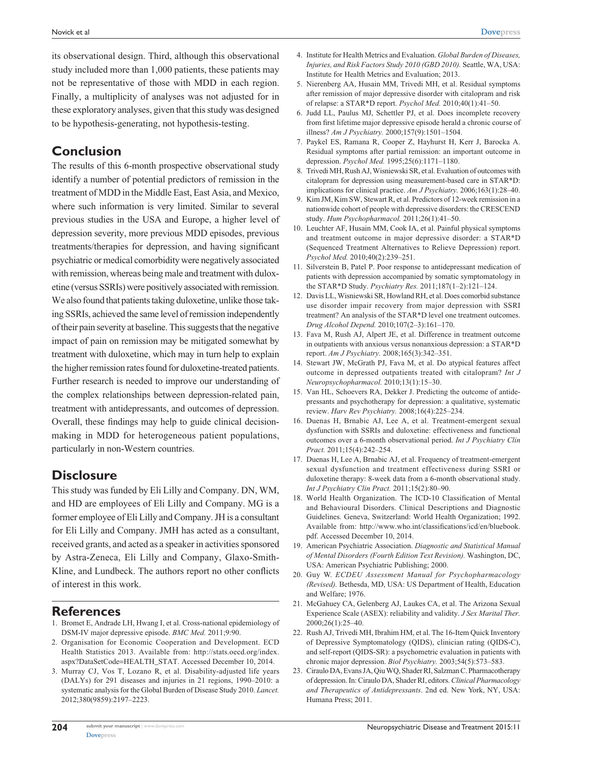its observational design. Third, although this observational study included more than 1,000 patients, these patients may not be representative of those with MDD in each region. Finally, a multiplicity of analyses was not adjusted for in these exploratory analyses, given that this study was designed to be hypothesis-generating, not hypothesis-testing.

## Conclusion

The results of this 6-month prospective observational study identify a number of potential predictors of remission in the treatment of MDD in the Middle East, East Asia, and Mexico, where such information is very limited. Similar to several previous studies in the USA and Europe, a higher level of depression severity, more previous MDD episodes, previous treatments/therapies for depression, and having significant psychiatric or medical comorbidity were negatively associated with remission, whereas being male and treatment with duloxetine (versus SSRIs) were positively associated with remission. We also found that patients taking duloxetine, unlike those taking SSRIs, achieved the same level of remission independently of their pain severity at baseline. This suggests that the negative impact of pain on remission may be mitigated somewhat by treatment with duloxetine, which may in turn help to explain the higher remission rates found for duloxetine-treated patients. Further research is needed to improve our understanding of the complex relationships between depression-related pain, treatment with antidepressants, and outcomes of depression. Overall, these findings may help to guide clinical decision-making in MDD for heterogeneous patient populations, particularly in non-Western countries.

## Disclosure

This study was funded by Eli Lilly and Company. DN, WM, and HD are employees of Eli Lilly and Company. MG is a former employee of Eli Lilly and Company. JH is a consultant for Eli Lilly and Company. JMH has acted as a consultant, received grants, and acted as a speaker in activities sponsored by Astra-Zeneca, Eli Lilly and Company, Glaxo-Smith-Kline, and Lundbeck. The authors report no other conflicts of interest in this work.

## References

1. Bromet E, Andrade LH, Hwang I, et al. Cross-national epidemiology of DSM-IV major depressive episode. *BMC Med.* 2011;9:90.
2. Organisation for Economic Cooperation and Development. ECD Health Statistics 2013. Available from: http://stats.oecd.org/index.aspx?DataSetCode=HEALTH_STAT. Accessed December 10, 2014.
3. Murray CJ, Vos T, Lozano R, et al. Disability-adjusted life years (DALYs) for 291 diseases and injuries in 21 regions, 1990–2010: a systematic analysis for the Global Burden of Disease Study 2010. *Lancet.* 2012;380(9859):2197–2223.
4. Institute for Health Metrics and Evaluation. *Global Burden of Diseases, Injuries, and Risk Factors Study 2010 (GBD 2010).* Seattle, WA, USA: Institute for Health Metrics and Evaluation; 2013.
5. Nierenberg AA, Husain MM, Trivedi MH, et al. Residual symptoms after remission of major depressive disorder with citalopram and risk of relapse: a STAR*D report. *Psychol Med.* 2010;40(1):41–50.
6. Judd LL, Paulus MJ, Schettler PJ, et al. Does incomplete recovery from first lifetime major depressive episode herald a chronic course of illness? *Am J Psychiatry.* 2000;157(9):1501–1504.
7. Paykel ES, Ramana R, Cooper Z, Hayhurst H, Kerr J, Barocka A. Residual symptoms after partial remission: an important outcome in depression. *Psychol Med.* 1995;25(6):1171–1180.
8. Trivedi MH, Rush AJ, Wisniewski SR, et al. Evaluation of outcomes with citalopram for depression using measurement-based care in STAR*D: implications for clinical practice. *Am J Psychiatry.* 2006;163(1):28–40.
9. Kim JM, Kim SW, Stewart R, et al. Predictors of 12-week remission in a nationwide cohort of people with depressive disorders: the CRESCEND study. *Hum Psychopharmacol.* 2011;26(1):41–50.
10. Leuchter AF, Husain MM, Cook IA, et al. Painful physical symptoms and treatment outcome in major depressive disorder: a STAR*D (Sequenced Treatment Alternatives to Relieve Depression) report. *Psychol Med.* 2010;40(2):239–251.
11. Silverstein B, Patel P. Poor response to antidepressant medication of patients with depression accompanied by somatic symptomatology in the STAR*D Study. *Psychiatry Res.* 2011;187(1–2):121–124.
12. Davis LL, Wisniewski SR, Howland RH, et al. Does comorbid substance use disorder impair recovery from major depression with SSRI treatment? An analysis of the STAR*D level one treatment outcomes. *Drug Alcohol Depend.* 2010;107(2–3):161–170.
13. Fava M, Rush AJ, Alpert JE, et al. Difference in treatment outcome in outpatients with anxious versus nonanxious depression: a STAR*D report. *Am J Psychiatry.* 2008;165(3):342–351.
14. Stewart JW, McGrath PJ, Fava M, et al. Do atypical features affect outcome in depressed outpatients treated with citalopram? *Int J Neuropsychopharmacol.* 2010;13(1):15–30.
15. Van HL, Schoevers RA, Dekker J. Predicting the outcome of antidepressants and psychotherapy for depression: a qualitative, systematic review. *Harv Rev Psychiatry.* 2008;16(4):225–234.
16. Duenas H, Brnabic AJ, Lee A, et al. Treatment-emergent sexual dysfunction with SSRIs and duloxetine: effectiveness and functional outcomes over a 6-month observational period. *Int J Psychiatry Clin Pract.* 2011;15(4):242–254.
17. Duenas H, Lee A, Brnabic AJ, et al. Frequency of treatment-emergent sexual dysfunction and treatment effectiveness during SSRI or duloxetine therapy: 8-week data from a 6-month observational study. *Int J Psychiatry Clin Pract.* 2011;15(2):80–90.
18. World Health Organization. The ICD-10 Classification of Mental and Behavioural Disorders. Clinical Descriptions and Diagnostic Guidelines*.* Geneva, Switzerland: World Health Organization; 1992. Available from: http://www.who.int/classifications/icd/en/bluebook.pdf. Accessed December 10, 2014.
19. American Psychiatric Association. *Diagnostic and Statistical Manual of Mental Disorders (Fourth Edition Text Revision).* Washington, DC, USA: American Psychiatric Publishing; 2000.
20. Guy W. *ECDEU Assessment Manual for Psychopharmacology (Revised).* Bethesda, MD, USA: US Department of Health, Education and Welfare; 1976.
21. McGahuey CA, Gelenberg AJ, Laukes CA, et al. The Arizona Sexual Experience Scale (ASEX): reliability and validity. *J Sex Marital Ther.* 2000;26(1):25–40.
22. Rush AJ, Trivedi MH, Ibrahim HM, et al. The 16-Item Quick Inventory of Depressive Symptomatology (QIDS), clinician rating (QIDS-C), and self-report (QIDS-SR): a psychometric evaluation in patients with chronic major depression. *Biol Psychiatry.* 2003;54(5):573–583.
23. Ciraulo DA, Evans JA, Qiu WQ, Shader RI, Salzman C. Pharmacotherapy of depression. In: Ciraulo DA, Shader RI, editors. *Clinical Pharmacology and Therapeutics of Antidepressants*. 2nd ed. New York, NY, USA: Humana Press; 2011.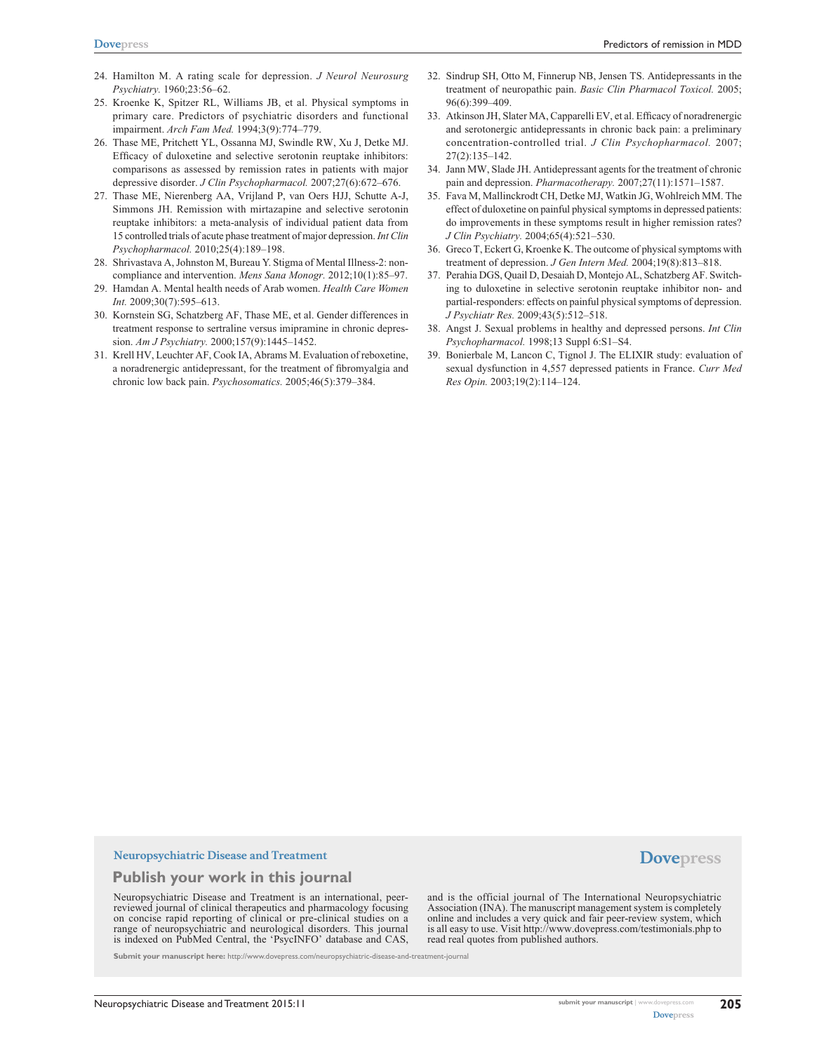24. Hamilton M. A rating scale for depression. *J Neurol Neurosurg Psychiatry.* 1960;23:56–62.
25. Kroenke K, Spitzer RL, Williams JB, et al. Physical symptoms in primary care. Predictors of psychiatric disorders and functional impairment. *Arch Fam Med.* 1994;3(9):774–779.
26. Thase ME, Pritchett YL, Ossanna MJ, Swindle RW, Xu J, Detke MJ. Efficacy of duloxetine and selective serotonin reuptake inhibitors: comparisons as assessed by remission rates in patients with major depressive disorder. *J Clin Psychopharmacol.* 2007;27(6):672–676.
27. Thase ME, Nierenberg AA, Vrijland P, van Oers HJJ, Schutte A-J, Simmons JH. Remission with mirtazapine and selective serotonin reuptake inhibitors: a meta-analysis of individual patient data from 15 controlled trials of acute phase treatment of major depression. *Int Clin Psychopharmacol.* 2010;25(4):189–198.
28. Shrivastava A, Johnston M, Bureau Y. Stigma of Mental Illness-2: non-compliance and intervention. *Mens Sana Monogr.* 2012;10(1):85–97.
29. Hamdan A. Mental health needs of Arab women. *Health Care Women Int.* 2009;30(7):595–613.
30. Kornstein SG, Schatzberg AF, Thase ME, et al. Gender differences in treatment response to sertraline versus imipramine in chronic depression. *Am J Psychiatry.* 2000;157(9):1445–1452.
31. Krell HV, Leuchter AF, Cook IA, Abrams M. Evaluation of reboxetine, a noradrenergic antidepressant, for the treatment of fibromyalgia and chronic low back pain. *Psychosomatics.* 2005;46(5):379–384.
32. Sindrup SH, Otto M, Finnerup NB, Jensen TS. Antidepressants in the treatment of neuropathic pain. *Basic Clin Pharmacol Toxicol.* 2005;96(6):399–409.
33. Atkinson JH, Slater MA, Capparelli EV, et al. Efficacy of noradrenergic and serotonergic antidepressants in chronic back pain: a preliminary concentration-controlled trial. *J Clin Psychopharmacol.* 2007;27(2):135–142.
34. Jann MW, Slade JH. Antidepressant agents for the treatment of chronic pain and depression. *Pharmacotherapy.* 2007;27(11):1571–1587.
35. Fava M, Mallinckrodt CH, Detke MJ, Watkin JG, Wohlreich MM. The effect of duloxetine on painful physical symptoms in depressed patients: do improvements in these symptoms result in higher remission rates? *J Clin Psychiatry.* 2004;65(4):521–530.
36. Greco T, Eckert G, Kroenke K. The outcome of physical symptoms with treatment of depression. *J Gen Intern Med.* 2004;19(8):813–818.
37. Perahia DGS, Quail D, Desaiah D, Montejo AL, Schatzberg AF. Switching to duloxetine in selective serotonin reuptake inhibitor non- and partial-responders: effects on painful physical symptoms of depression. *J Psychiatr Res.* 2009;43(5):512–518.
38. Angst J. Sexual problems in healthy and depressed persons. *Int Clin Psychopharmacol.* 1998;13 Suppl 6:S1–S4.
39. Bonierbale M, Lancon C, Tignol J. The ELIXIR study: evaluation of sexual dysfunction in 4,557 depressed patients in France. *Curr Med Res Opin.* 2003;19(2):114–124.

**Neuropsychiatric Disease and Treatment**

**Dovepress**

## Publish your work in this journal

Neuropsychiatric Disease and Treatment is an international, peer-reviewed journal of clinical therapeutics and pharmacology focusing on concise rapid reporting of clinical or pre-clinical studies on a range of neuropsychiatric and neurological disorders. This journal is indexed on PubMed Central, the 'PsycINFO' database and CAS, and is the official journal of The International Neuropsychiatric Association (INA). The manuscript management system is completely online and includes a very quick and fair peer-review system, which is all easy to use. Visit http://www.dovepress.com/testimonials.php to read real quotes from published authors.

**Submit your manuscript here:** http://www.dovepress.com/neuropsychiatric-disease-and-treatment-journal